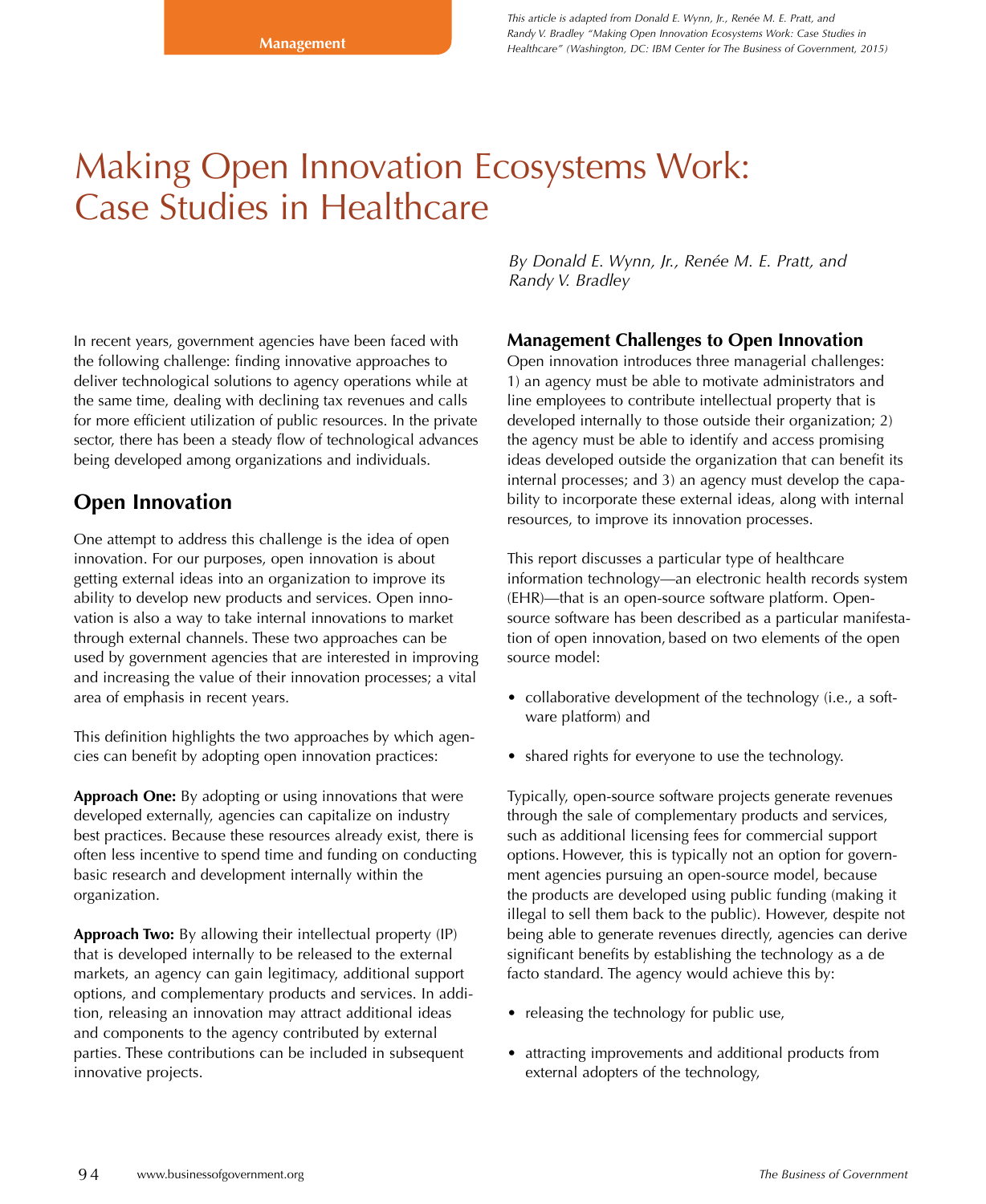*This article is adapted from Donald E. Wynn, Jr., Renée M. E. Pratt, and Randy V. Bradley "Making Open Innovation Ecosystems Work: Case Studies in Healthcare" (Washington, DC: IBM Center for The Business of Government, 2015)*

# Making Open Innovation Ecosystems Work: Case Studies in Healthcare

*By Donald E. Wynn, Jr., Renée M. E. Pratt, and Randy V. Bradley*

In recent years, government agencies have been faced with the following challenge: finding innovative approaches to deliver technological solutions to agency operations while at the same time, dealing with declining tax revenues and calls for more efficient utilization of public resources. In the private sector, there has been a steady flow of technological advances being developed among organizations and individuals.

## Open Innovation

One attempt to address this challenge is the idea of open innovation. For our purposes, open innovation is about getting external ideas into an organization to improve its ability to develop new products and services. Open innovation is also a way to take internal innovations to market through external channels. These two approaches can be used by government agencies that are interested in improving and increasing the value of their innovation processes; a vital area of emphasis in recent years.

This definition highlights the two approaches by which agencies can benefit by adopting open innovation practices:

**Approach One:** By adopting or using innovations that were developed externally, agencies can capitalize on industry best practices. Because these resources already exist, there is often less incentive to spend time and funding on conducting basic research and development internally within the organization.

**Approach Two:** By allowing their intellectual property (IP) that is developed internally to be released to the external markets, an agency can gain legitimacy, additional support options, and complementary products and services. In addition, releasing an innovation may attract additional ideas and components to the agency contributed by external parties. These contributions can be included in subsequent innovative projects.

### Management Challenges to Open Innovation

Open innovation introduces three managerial challenges: 1) an agency must be able to motivate administrators and line employees to contribute intellectual property that is developed internally to those outside their organization; 2) the agency must be able to identify and access promising ideas developed outside the organization that can benefit its internal processes; and 3) an agency must develop the capability to incorporate these external ideas, along with internal resources, to improve its innovation processes.

This report discusses a particular type of healthcare information technology—an electronic health records system (EHR)—that is an open-source software platform. Open-source software has been described as a particular manifestation of open innovation, based on two elements of the open source model:

- collaborative development of the technology (i.e., a software platform) and
- shared rights for everyone to use the technology.

Typically, open-source software projects generate revenues through the sale of complementary products and services, such as additional licensing fees for commercial support options. However, this is typically not an option for government agencies pursuing an open-source model, because the products are developed using public funding (making it illegal to sell them back to the public). However, despite not being able to generate revenues directly, agencies can derive significant benefits by establishing the technology as a de facto standard. The agency would achieve this by:

- releasing the technology for public use,
- attracting improvements and additional products from external adopters of the technology,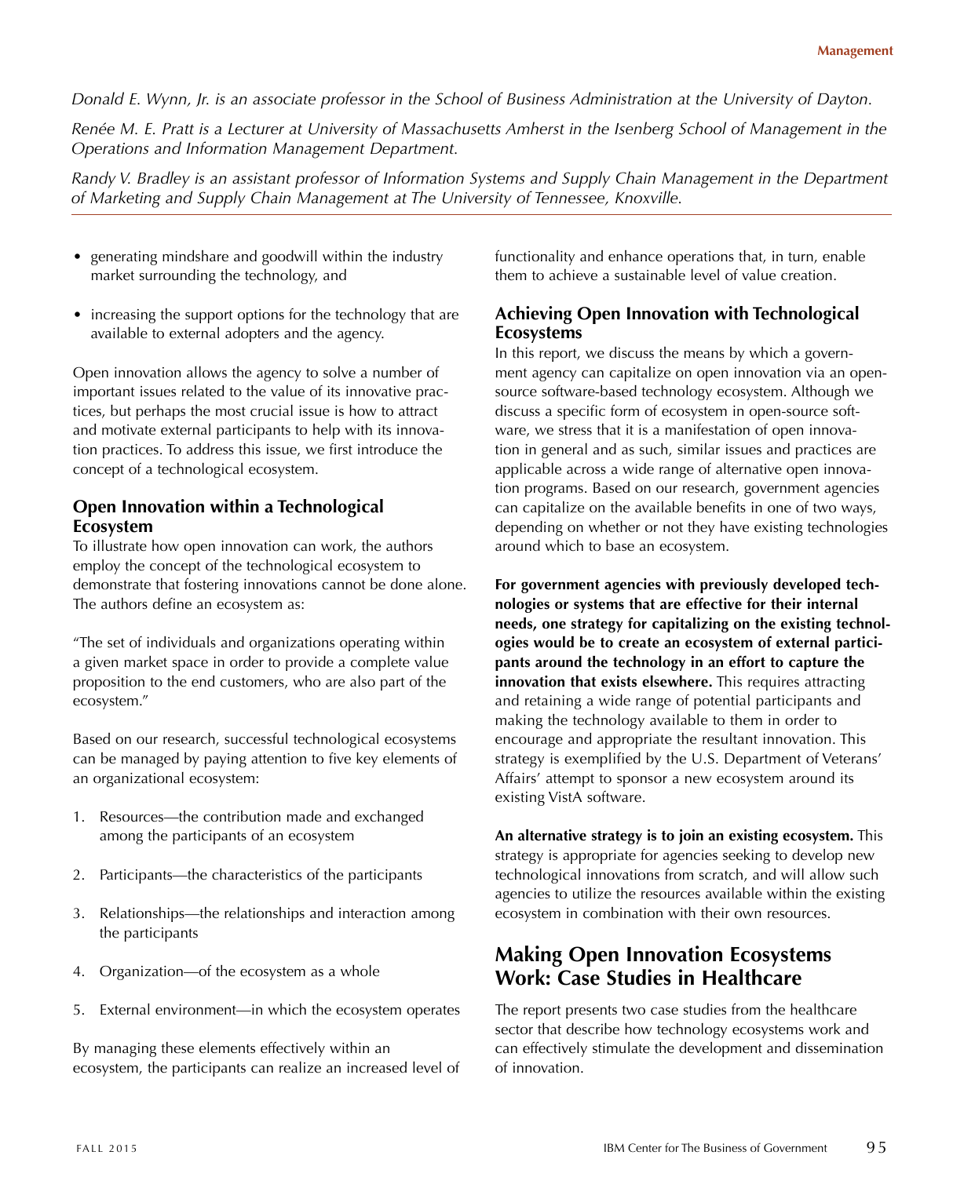*Donald E. Wynn, Jr. is an associate professor in the School of Business Administration at the University of Dayton.*

*Renée M. E. Pratt is a Lecturer at University of Massachusetts Amherst in the Isenberg School of Management in the Operations and Information Management Department.*

*Randy V. Bradley is an assistant professor of Information Systems and Supply Chain Management in the Department of Marketing and Supply Chain Management at The University of Tennessee, Knoxville.*

---

- generating mindshare and goodwill within the industry market surrounding the technology, and
- increasing the support options for the technology that are available to external adopters and the agency.

Open innovation allows the agency to solve a number of important issues related to the value of its innovative practices, but perhaps the most crucial issue is how to attract and motivate external participants to help with its innovation practices. To address this issue, we first introduce the concept of a technological ecosystem.

### Open Innovation within a Technological Ecosystem

To illustrate how open innovation can work, the authors employ the concept of the technological ecosystem to demonstrate that fostering innovations cannot be done alone. The authors define an ecosystem as:

"The set of individuals and organizations operating within a given market space in order to provide a complete value proposition to the end customers, who are also part of the ecosystem."

Based on our research, successful technological ecosystems can be managed by paying attention to five key elements of an organizational ecosystem:

1. Resources—the contribution made and exchanged among the participants of an ecosystem
2. Participants—the characteristics of the participants
3. Relationships—the relationships and interaction among the participants
4. Organization—of the ecosystem as a whole
5. External environment—in which the ecosystem operates

By managing these elements effectively within an ecosystem, the participants can realize an increased level of functionality and enhance operations that, in turn, enable them to achieve a sustainable level of value creation.

### Achieving Open Innovation with Technological Ecosystems

In this report, we discuss the means by which a government agency can capitalize on open innovation via an open-source software-based technology ecosystem. Although we discuss a specific form of ecosystem in open-source software, we stress that it is a manifestation of open innovation in general and as such, similar issues and practices are applicable across a wide range of alternative open innovation programs. Based on our research, government agencies can capitalize on the available benefits in one of two ways, depending on whether or not they have existing technologies around which to base an ecosystem.

**For government agencies with previously developed technologies or systems that are effective for their internal needs, one strategy for capitalizing on the existing technologies would be to create an ecosystem of external participants around the technology in an effort to capture the innovation that exists elsewhere.** This requires attracting and retaining a wide range of potential participants and making the technology available to them in order to encourage and appropriate the resultant innovation. This strategy is exemplified by the U.S. Department of Veterans' Affairs' attempt to sponsor a new ecosystem around its existing VistA software.

**An alternative strategy is to join an existing ecosystem.** This strategy is appropriate for agencies seeking to develop new technological innovations from scratch, and will allow such agencies to utilize the resources available within the existing ecosystem in combination with their own resources.

## Making Open Innovation Ecosystems Work: Case Studies in Healthcare

The report presents two case studies from the healthcare sector that describe how technology ecosystems work and can effectively stimulate the development and dissemination of innovation.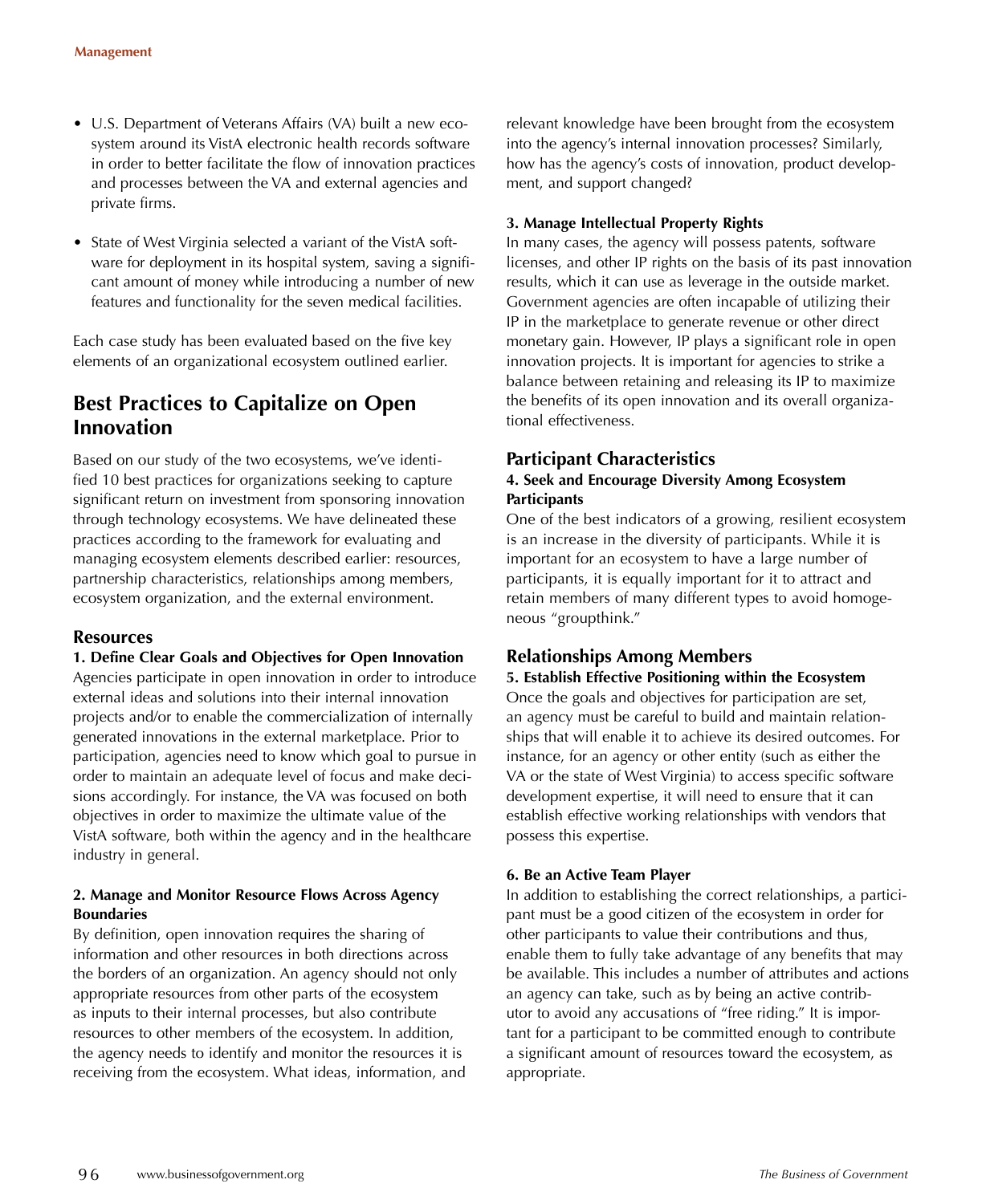- U.S. Department of Veterans Affairs (VA) built a new ecosystem around its VistA electronic health records software in order to better facilitate the flow of innovation practices and processes between the VA and external agencies and private firms.
- State of West Virginia selected a variant of the VistA software for deployment in its hospital system, saving a significant amount of money while introducing a number of new features and functionality for the seven medical facilities.

Each case study has been evaluated based on the five key elements of an organizational ecosystem outlined earlier.

## Best Practices to Capitalize on Open Innovation

Based on our study of the two ecosystems, we've identified 10 best practices for organizations seeking to capture significant return on investment from sponsoring innovation through technology ecosystems. We have delineated these practices according to the framework for evaluating and managing ecosystem elements described earlier: resources, partnership characteristics, relationships among members, ecosystem organization, and the external environment.

### Resources

**1. Define Clear Goals and Objectives for Open Innovation**

Agencies participate in open innovation in order to introduce external ideas and solutions into their internal innovation projects and/or to enable the commercialization of internally generated innovations in the external marketplace. Prior to participation, agencies need to know which goal to pursue in order to maintain an adequate level of focus and make decisions accordingly. For instance, the VA was focused on both objectives in order to maximize the ultimate value of the VistA software, both within the agency and in the healthcare industry in general.

**2. Manage and Monitor Resource Flows Across Agency Boundaries**

By definition, open innovation requires the sharing of information and other resources in both directions across the borders of an organization. An agency should not only appropriate resources from other parts of the ecosystem as inputs to their internal processes, but also contribute resources to other members of the ecosystem. In addition, the agency needs to identify and monitor the resources it is receiving from the ecosystem. What ideas, information, and relevant knowledge have been brought from the ecosystem into the agency's internal innovation processes? Similarly, how has the agency's costs of innovation, product development, and support changed?

**3. Manage Intellectual Property Rights**

In many cases, the agency will possess patents, software licenses, and other IP rights on the basis of its past innovation results, which it can use as leverage in the outside market. Government agencies are often incapable of utilizing their IP in the marketplace to generate revenue or other direct monetary gain. However, IP plays a significant role in open innovation projects. It is important for agencies to strike a balance between retaining and releasing its IP to maximize the benefits of its open innovation and its overall organizational effectiveness.

### Participant Characteristics

**4. Seek and Encourage Diversity Among Ecosystem Participants**

One of the best indicators of a growing, resilient ecosystem is an increase in the diversity of participants. While it is important for an ecosystem to have a large number of participants, it is equally important for it to attract and retain members of many different types to avoid homogeneous "groupthink."

### Relationships Among Members

**5. Establish Effective Positioning within the Ecosystem**

Once the goals and objectives for participation are set, an agency must be careful to build and maintain relationships that will enable it to achieve its desired outcomes. For instance, for an agency or other entity (such as either the VA or the state of West Virginia) to access specific software development expertise, it will need to ensure that it can establish effective working relationships with vendors that possess this expertise.

**6. Be an Active Team Player**

In addition to establishing the correct relationships, a participant must be a good citizen of the ecosystem in order for other participants to value their contributions and thus, enable them to fully take advantage of any benefits that may be available. This includes a number of attributes and actions an agency can take, such as by being an active contributor to avoid any accusations of "free riding." It is important for a participant to be committed enough to contribute a significant amount of resources toward the ecosystem, as appropriate.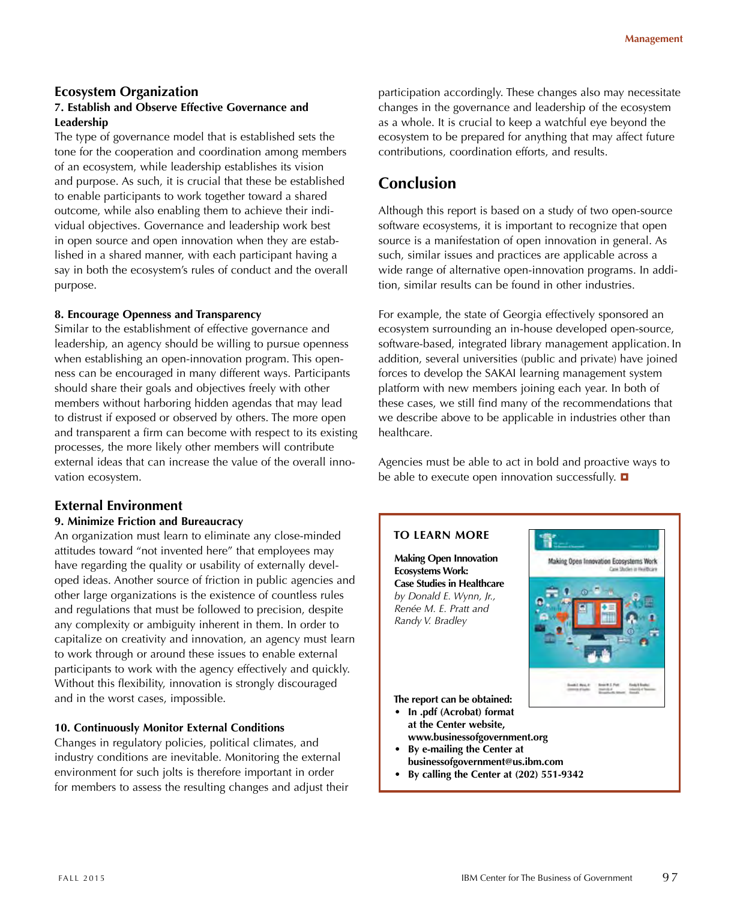## Ecosystem Organization

### 7. Establish and Observe Effective Governance and Leadership

The type of governance model that is established sets the tone for the cooperation and coordination among members of an ecosystem, while leadership establishes its vision and purpose. As such, it is crucial that these be established to enable participants to work together toward a shared outcome, while also enabling them to achieve their individual objectives. Governance and leadership work best in open source and open innovation when they are established in a shared manner, with each participant having a say in both the ecosystem's rules of conduct and the overall purpose.

### 8. Encourage Openness and Transparency

Similar to the establishment of effective governance and leadership, an agency should be willing to pursue openness when establishing an open-innovation program. This openness can be encouraged in many different ways. Participants should share their goals and objectives freely with other members without harboring hidden agendas that may lead to distrust if exposed or observed by others. The more open and transparent a firm can become with respect to its existing processes, the more likely other members will contribute external ideas that can increase the value of the overall innovation ecosystem.

## External Environment

### 9. Minimize Friction and Bureaucracy

An organization must learn to eliminate any close-minded attitudes toward "not invented here" that employees may have regarding the quality or usability of externally developed ideas. Another source of friction in public agencies and other large organizations is the existence of countless rules and regulations that must be followed to precision, despite any complexity or ambiguity inherent in them. In order to capitalize on creativity and innovation, an agency must learn to work through or around these issues to enable external participants to work with the agency effectively and quickly. Without this flexibility, innovation is strongly discouraged and in the worst cases, impossible.

### 10. Continuously Monitor External Conditions

Changes in regulatory policies, political climates, and industry conditions are inevitable. Monitoring the external environment for such jolts is therefore important in order for members to assess the resulting changes and adjust their participation accordingly. These changes also may necessitate changes in the governance and leadership of the ecosystem as a whole. It is crucial to keep a watchful eye beyond the ecosystem to be prepared for anything that may affect future contributions, coordination efforts, and results.

## Conclusion

Although this report is based on a study of two open-source software ecosystems, it is important to recognize that open source is a manifestation of open innovation in general. As such, similar issues and practices are applicable across a wide range of alternative open-innovation programs. In addition, similar results can be found in other industries.

For example, the state of Georgia effectively sponsored an ecosystem surrounding an in-house developed open-source, software-based, integrated library management application. In addition, several universities (public and private) have joined forces to develop the SAKAI learning management system platform with new members joining each year. In both of these cases, we still find many of the recommendations that we describe above to be applicable in industries other than healthcare.

Agencies must be able to act in bold and proactive ways to be able to execute open innovation successfully. ■

---

**TO LEARN MORE**

**Making Open Innovation Ecosystems Work: Case Studies in Healthcare**
*by Donald E. Wynn, Jr., Renée M. E. Pratt and Randy V. Bradley*

**The report can be obtained:**

- **In .pdf (Acrobat) format at the Center website, www.businessofgovernment.org**
- **By e-mailing the Center at businessofgovernment@us.ibm.com**
- **By calling the Center at (202) 551-9342**